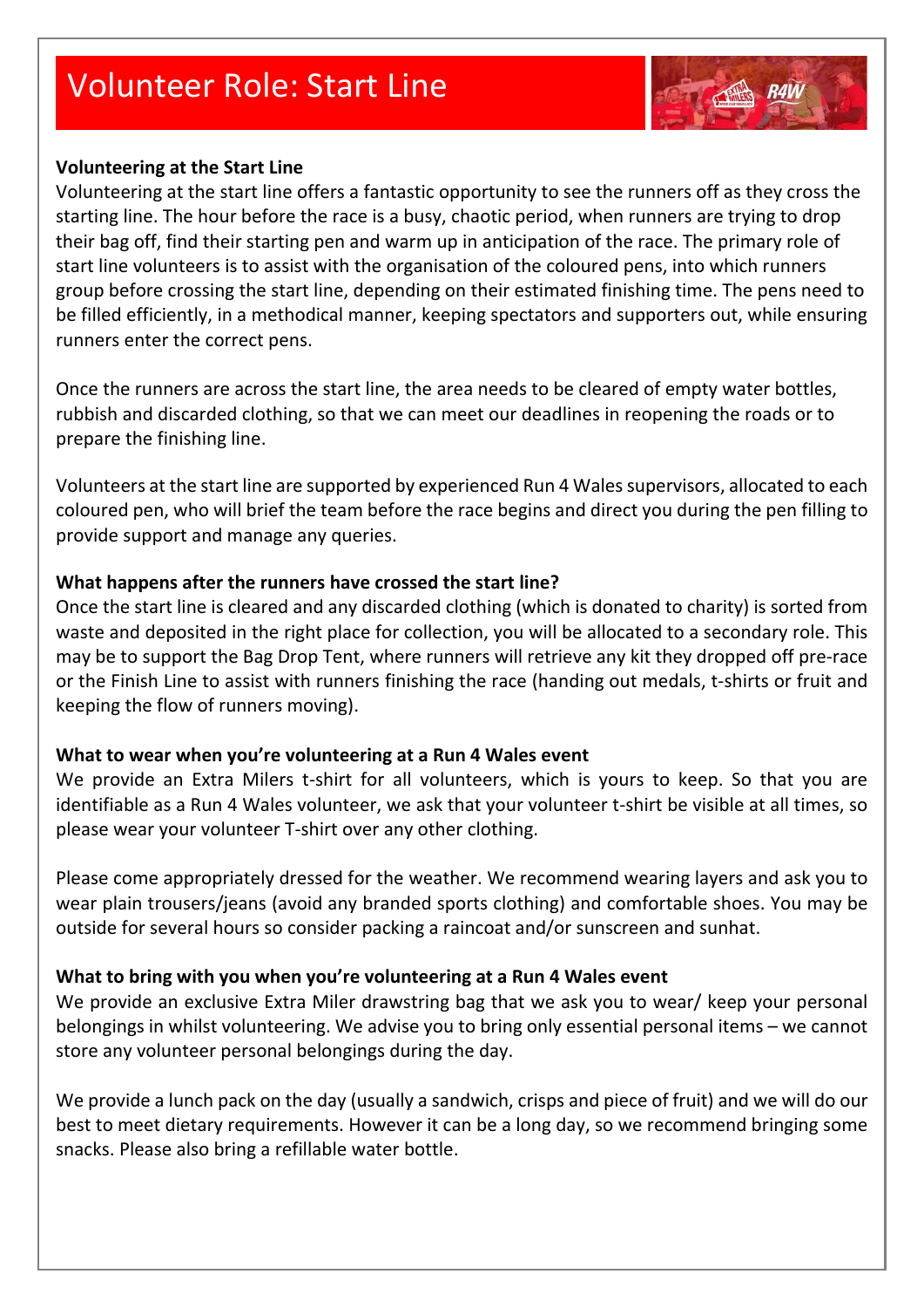# Volunteer Role: Start Line

**Volunteering at the Start Line**

Volunteering at the start line offers a fantastic opportunity to see the runners off as they cross the starting line. The hour before the race is a busy, chaotic period, when runners are trying to drop their bag off, find their starting pen and warm up in anticipation of the race. The primary role of start line volunteers is to assist with the organisation of the coloured pens, into which runners group before crossing the start line, depending on their estimated finishing time. The pens need to be filled efficiently, in a methodical manner, keeping spectators and supporters out, while ensuring runners enter the correct pens.

Once the runners are across the start line, the area needs to be cleared of empty water bottles, rubbish and discarded clothing, so that we can meet our deadlines in reopening the roads or to prepare the finishing line.

Volunteers at the start line are supported by experienced Run 4 Wales supervisors, allocated to each coloured pen, who will brief the team before the race begins and direct you during the pen filling to provide support and manage any queries.

**What happens after the runners have crossed the start line?**

Once the start line is cleared and any discarded clothing (which is donated to charity) is sorted from waste and deposited in the right place for collection, you will be allocated to a secondary role. This may be to support the Bag Drop Tent, where runners will retrieve any kit they dropped off pre-race or the Finish Line to assist with runners finishing the race (handing out medals, t-shirts or fruit and keeping the flow of runners moving).

**What to wear when you're volunteering at a Run 4 Wales event**

We provide an Extra Milers t-shirt for all volunteers, which is yours to keep. So that you are identifiable as a Run 4 Wales volunteer, we ask that your volunteer t-shirt be visible at all times, so please wear your volunteer T-shirt over any other clothing.

Please come appropriately dressed for the weather. We recommend wearing layers and ask you to wear plain trousers/jeans (avoid any branded sports clothing) and comfortable shoes. You may be outside for several hours so consider packing a raincoat and/or sunscreen and sunhat.

**What to bring with you when you're volunteering at a Run 4 Wales event**

We provide an exclusive Extra Miler drawstring bag that we ask you to wear/ keep your personal belongings in whilst volunteering. We advise you to bring only essential personal items – we cannot store any volunteer personal belongings during the day.

We provide a lunch pack on the day (usually a sandwich, crisps and piece of fruit) and we will do our best to meet dietary requirements. However it can be a long day, so we recommend bringing some snacks. Please also bring a refillable water bottle.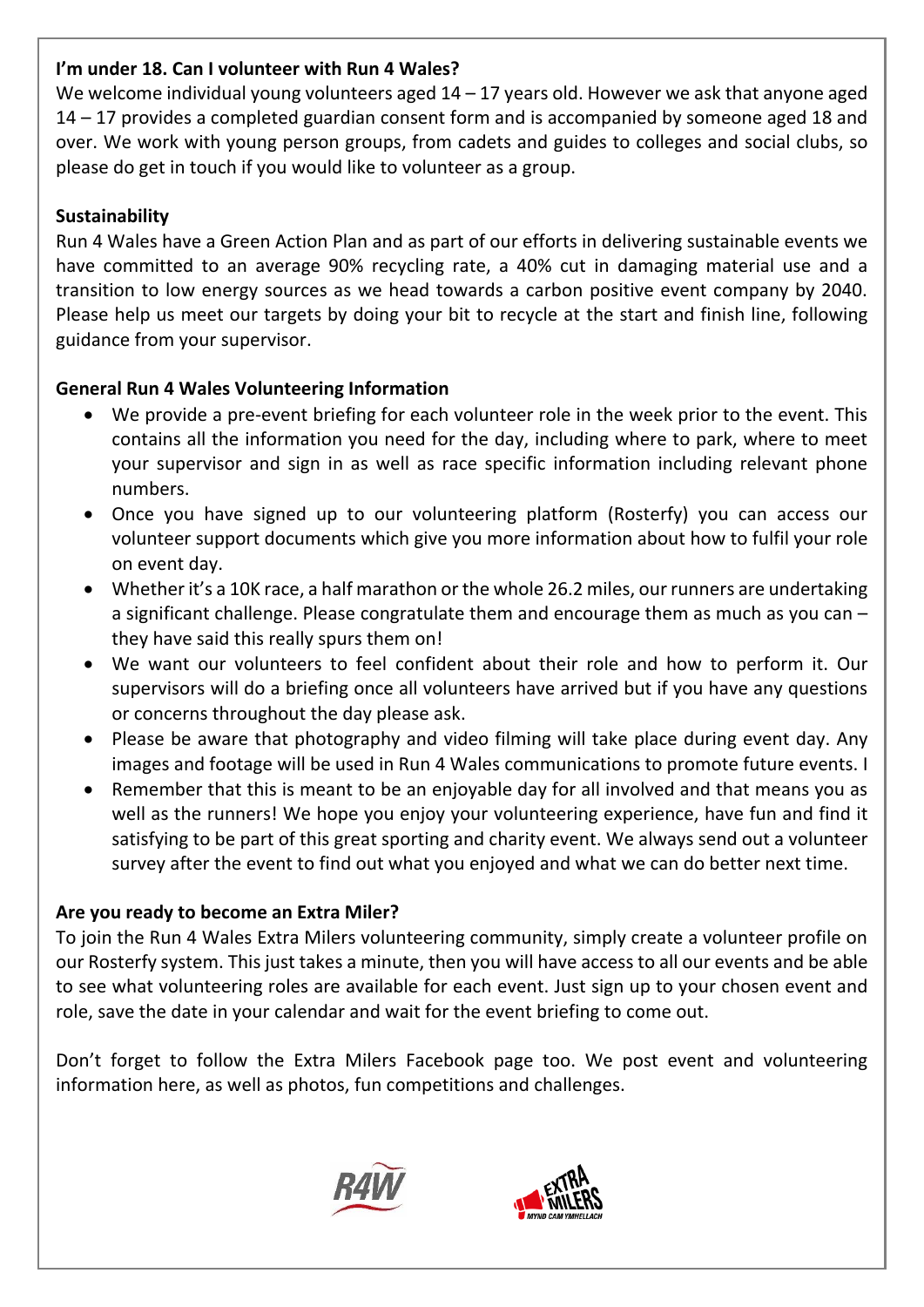**I'm under 18. Can I volunteer with Run 4 Wales?**

We welcome individual young volunteers aged 14 – 17 years old. However we ask that anyone aged 14 – 17 provides a completed guardian consent form and is accompanied by someone aged 18 and over. We work with young person groups, from cadets and guides to colleges and social clubs, so please do get in touch if you would like to volunteer as a group.

**Sustainability**

Run 4 Wales have a Green Action Plan and as part of our efforts in delivering sustainable events we have committed to an average 90% recycling rate, a 40% cut in damaging material use and a transition to low energy sources as we head towards a carbon positive event company by 2040. Please help us meet our targets by doing your bit to recycle at the start and finish line, following guidance from your supervisor.

**General Run 4 Wales Volunteering Information**

- We provide a pre-event briefing for each volunteer role in the week prior to the event. This contains all the information you need for the day, including where to park, where to meet your supervisor and sign in as well as race specific information including relevant phone numbers.
- Once you have signed up to our volunteering platform (Rosterfy) you can access our volunteer support documents which give you more information about how to fulfil your role on event day.
- Whether it's a 10K race, a half marathon or the whole 26.2 miles, our runners are undertaking a significant challenge. Please congratulate them and encourage them as much as you can – they have said this really spurs them on!
- We want our volunteers to feel confident about their role and how to perform it. Our supervisors will do a briefing once all volunteers have arrived but if you have any questions or concerns throughout the day please ask.
- Please be aware that photography and video filming will take place during event day. Any images and footage will be used in Run 4 Wales communications to promote future events. I
- Remember that this is meant to be an enjoyable day for all involved and that means you as well as the runners! We hope you enjoy your volunteering experience, have fun and find it satisfying to be part of this great sporting and charity event. We always send out a volunteer survey after the event to find out what you enjoyed and what we can do better next time.

**Are you ready to become an Extra Miler?**

To join the Run 4 Wales Extra Milers volunteering community, simply create a volunteer profile on our Rosterfy system. This just takes a minute, then you will have access to all our events and be able to see what volunteering roles are available for each event. Just sign up to your chosen event and role, save the date in your calendar and wait for the event briefing to come out.

Don't forget to follow the Extra Milers Facebook page too. We post event and volunteering information here, as well as photos, fun competitions and challenges.

R4W

EXTRA MILERS
MYND CAM YMHELLACH